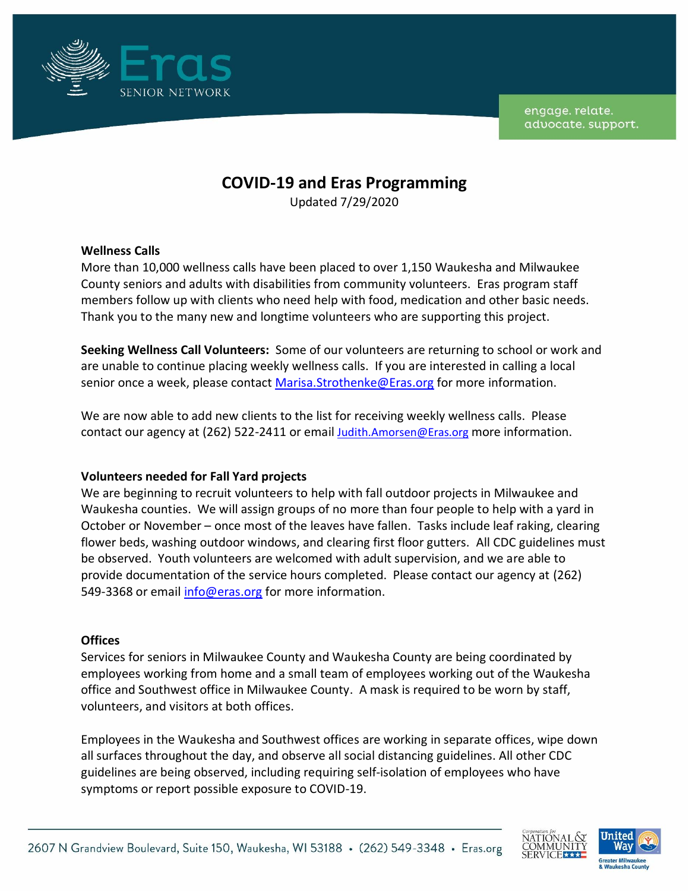# COVID-19 and Eras Programming

Updated 7/29/2020

### Wellness Calls

More than 10,000 wellness calls have been placed to over 1,150 Waukesha and Milwaukee County seniors and adults with disabilities from community volunteers. Eras program staff members follow up with clients who need help with food, medication and other basic needs. Thank you to the many new and longtime volunteers who are supporting this project.

**Seeking Wellness Call Volunteers:** Some of our volunteers are returning to school or work and are unable to continue placing weekly wellness calls. If you are interested in calling a local senior once a week, please contact Marisa.Strothenke@Eras.org for more information.

We are now able to add new clients to the list for receiving weekly wellness calls. Please contact our agency at (262) 522-2411 or email Judith.Amorsen@Eras.org more information.

### Volunteers needed for Fall Yard projects

We are beginning to recruit volunteers to help with fall outdoor projects in Milwaukee and Waukesha counties. We will assign groups of no more than four people to help with a yard in October or November – once most of the leaves have fallen. Tasks include leaf raking, clearing flower beds, washing outdoor windows, and clearing first floor gutters. All CDC guidelines must be observed. Youth volunteers are welcomed with adult supervision, and we are able to provide documentation of the service hours completed. Please contact our agency at (262) 549-3368 or email info@eras.org for more information.

### Offices

Services for seniors in Milwaukee County and Waukesha County are being coordinated by employees working from home and a small team of employees working out of the Waukesha office and Southwest office in Milwaukee County. A mask is required to be worn by staff, volunteers, and visitors at both offices.

Employees in the Waukesha and Southwest offices are working in separate offices, wipe down all surfaces throughout the day, and observe all social distancing guidelines. All other CDC guidelines are being observed, including requiring self-isolation of employees who have symptoms or report possible exposure to COVID-19.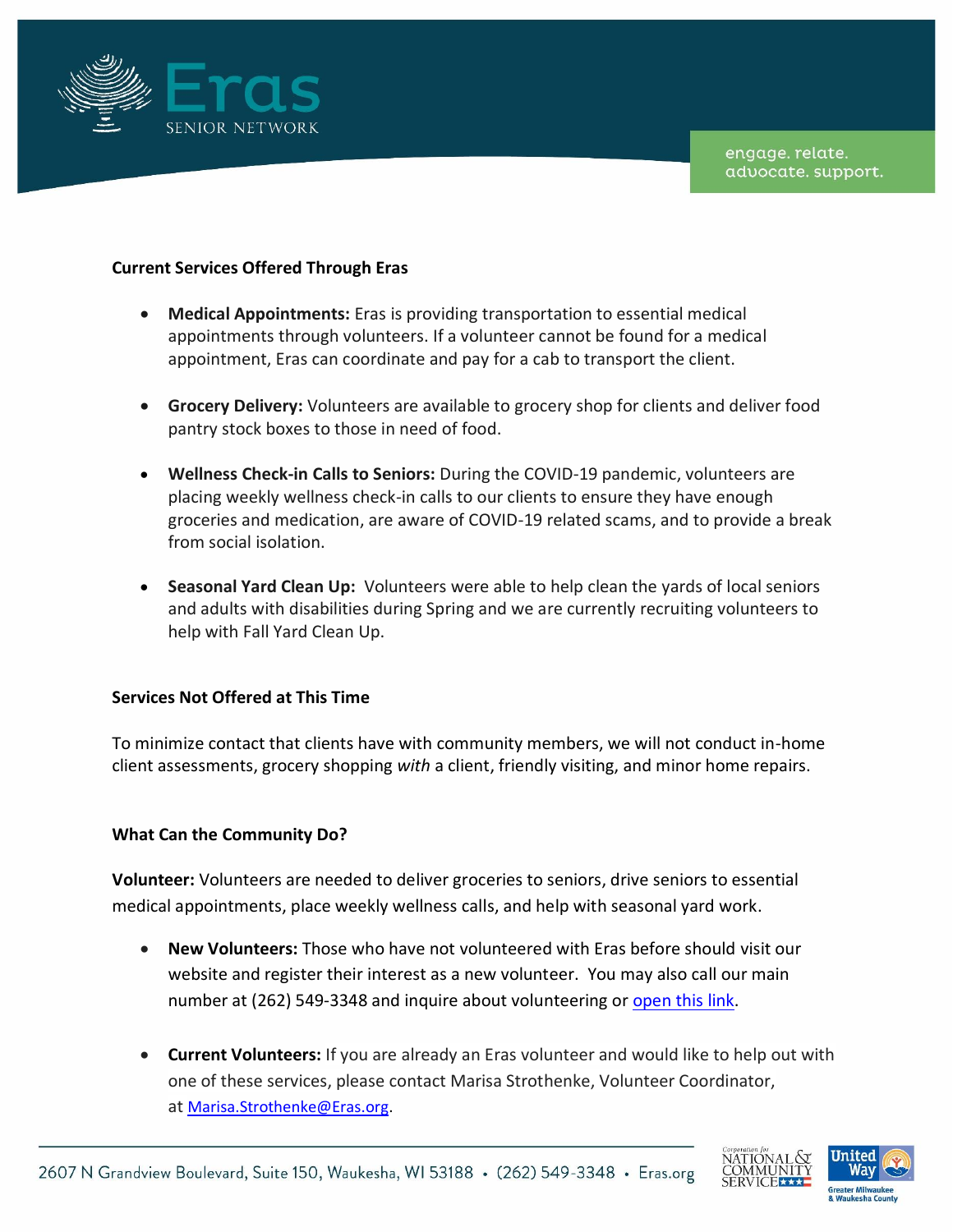## Current Services Offered Through Eras

- **Medical Appointments:** Eras is providing transportation to essential medical appointments through volunteers. If a volunteer cannot be found for a medical appointment, Eras can coordinate and pay for a cab to transport the client.

- **Grocery Delivery:** Volunteers are available to grocery shop for clients and deliver food pantry stock boxes to those in need of food.

- **Wellness Check-in Calls to Seniors:** During the COVID-19 pandemic, volunteers are placing weekly wellness check-in calls to our clients to ensure they have enough groceries and medication, are aware of COVID-19 related scams, and to provide a break from social isolation.

- **Seasonal Yard Clean Up:** Volunteers were able to help clean the yards of local seniors and adults with disabilities during Spring and we are currently recruiting volunteers to help with Fall Yard Clean Up.

## Services Not Offered at This Time

To minimize contact that clients have with community members, we will not conduct in-home client assessments, grocery shopping *with* a client, friendly visiting, and minor home repairs.

## What Can the Community Do?

**Volunteer:** Volunteers are needed to deliver groceries to seniors, drive seniors to essential medical appointments, place weekly wellness calls, and help with seasonal yard work.

- **New Volunteers:** Those who have not volunteered with Eras before should visit our website and register their interest as a new volunteer. You may also call our main number at (262) 549-3348 and inquire about volunteering or open this link.

- **Current Volunteers:** If you are already an Eras volunteer and would like to help out with one of these services, please contact Marisa Strothenke, Volunteer Coordinator, at Marisa.Strothenke@Eras.org.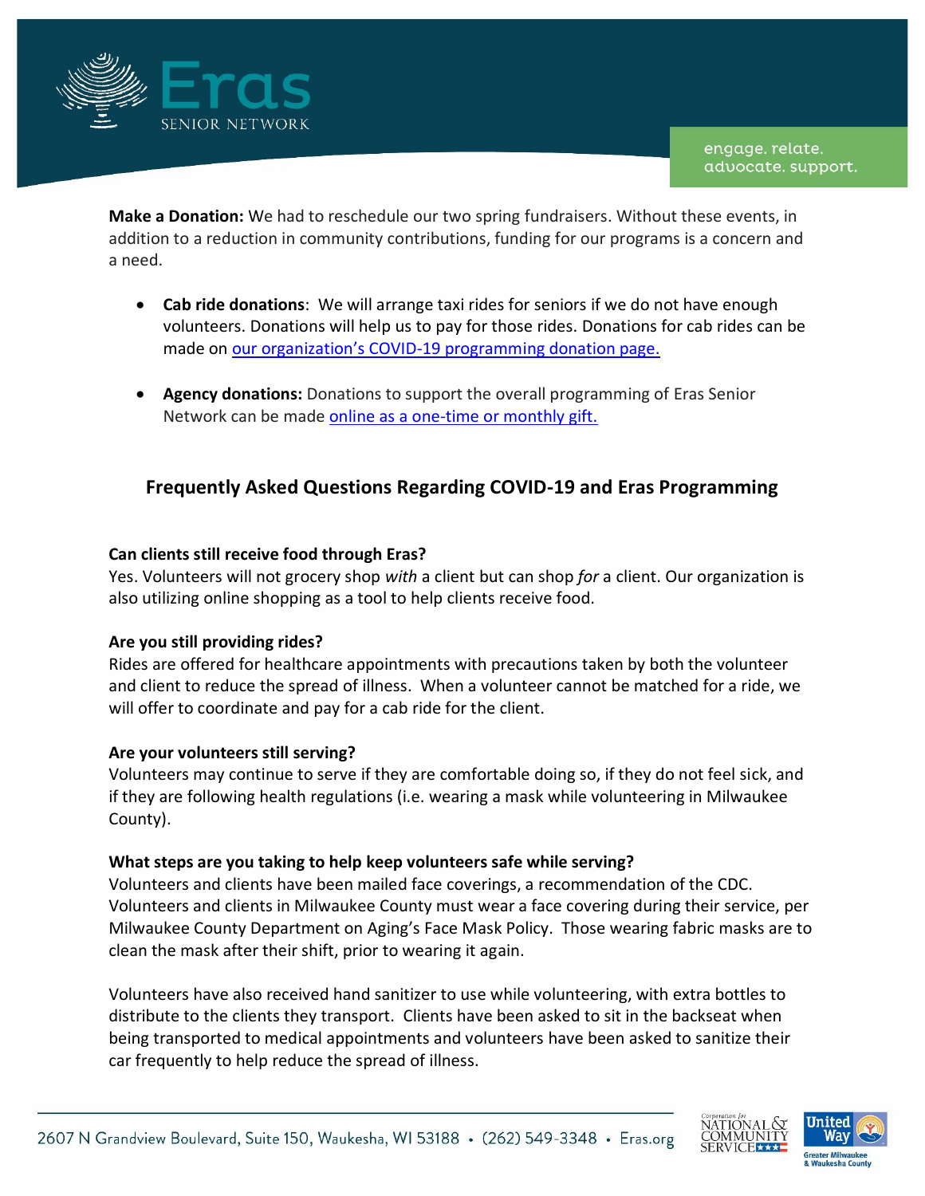**Make a Donation:** We had to reschedule our two spring fundraisers. Without these events, in addition to a reduction in community contributions, funding for our programs is a concern and a need.

- **Cab ride donations**: We will arrange taxi rides for seniors if we do not have enough volunteers. Donations will help us to pay for those rides. Donations for cab rides can be made on our organization's COVID-19 programming donation page.
- **Agency donations:** Donations to support the overall programming of Eras Senior Network can be made online as a one-time or monthly gift.

## Frequently Asked Questions Regarding COVID-19 and Eras Programming

**Can clients still receive food through Eras?**
Yes. Volunteers will not grocery shop *with* a client but can shop *for* a client. Our organization is also utilizing online shopping as a tool to help clients receive food.

**Are you still providing rides?**
Rides are offered for healthcare appointments with precautions taken by both the volunteer and client to reduce the spread of illness. When a volunteer cannot be matched for a ride, we will offer to coordinate and pay for a cab ride for the client.

**Are your volunteers still serving?**
Volunteers may continue to serve if they are comfortable doing so, if they do not feel sick, and if they are following health regulations (i.e. wearing a mask while volunteering in Milwaukee County).

**What steps are you taking to help keep volunteers safe while serving?**
Volunteers and clients have been mailed face coverings, a recommendation of the CDC. Volunteers and clients in Milwaukee County must wear a face covering during their service, per Milwaukee County Department on Aging's Face Mask Policy. Those wearing fabric masks are to clean the mask after their shift, prior to wearing it again.

Volunteers have also received hand sanitizer to use while volunteering, with extra bottles to distribute to the clients they transport. Clients have been asked to sit in the backseat when being transported to medical appointments and volunteers have been asked to sanitize their car frequently to help reduce the spread of illness.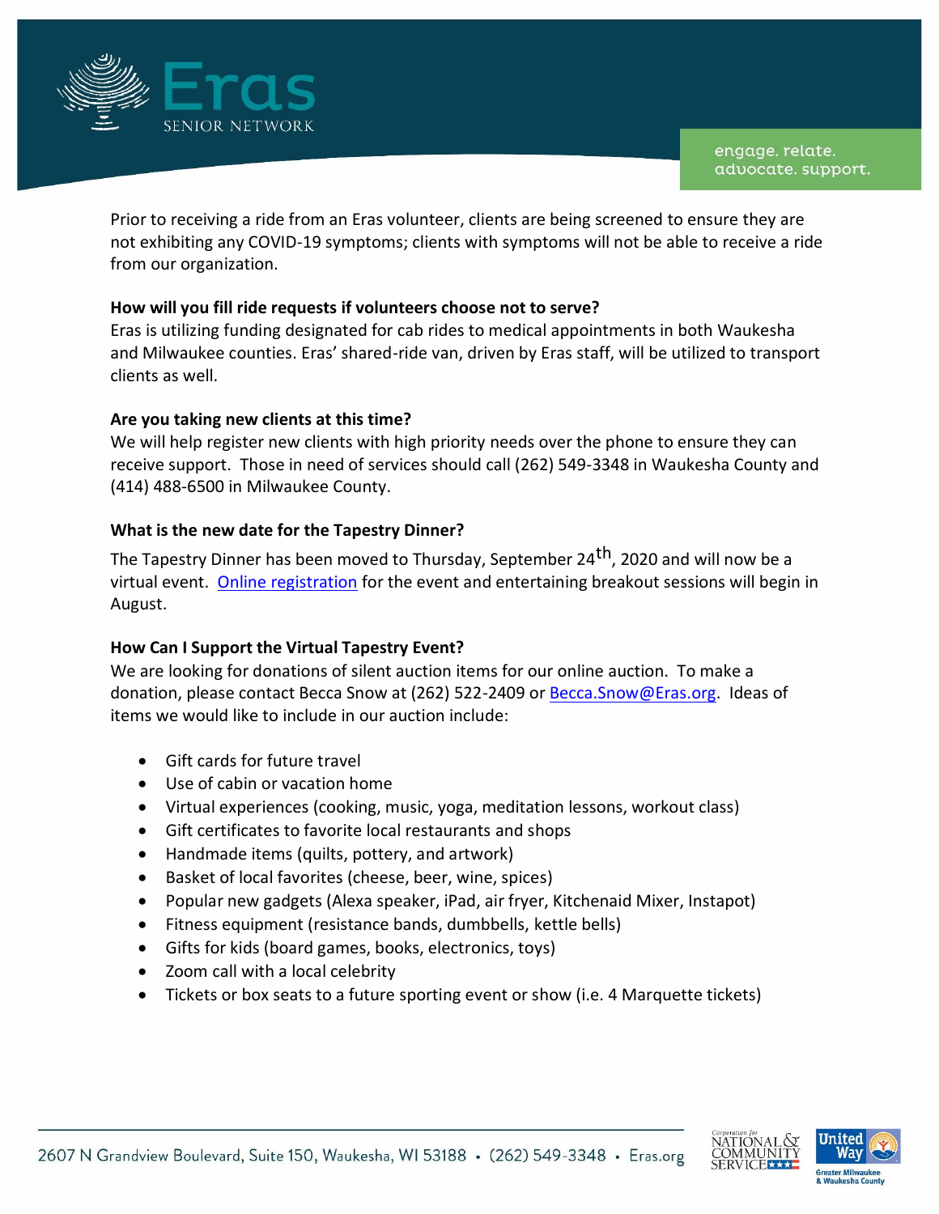Prior to receiving a ride from an Eras volunteer, clients are being screened to ensure they are not exhibiting any COVID-19 symptoms; clients with symptoms will not be able to receive a ride from our organization.

**How will you fill ride requests if volunteers choose not to serve?**
Eras is utilizing funding designated for cab rides to medical appointments in both Waukesha and Milwaukee counties. Eras' shared-ride van, driven by Eras staff, will be utilized to transport clients as well.

**Are you taking new clients at this time?**
We will help register new clients with high priority needs over the phone to ensure they can receive support. Those in need of services should call (262) 549-3348 in Waukesha County and (414) 488-6500 in Milwaukee County.

**What is the new date for the Tapestry Dinner?**
The Tapestry Dinner has been moved to Thursday, September 24th, 2020 and will now be a virtual event. Online registration for the event and entertaining breakout sessions will begin in August.

**How Can I Support the Virtual Tapestry Event?**
We are looking for donations of silent auction items for our online auction. To make a donation, please contact Becca Snow at (262) 522-2409 or Becca.Snow@Eras.org. Ideas of items we would like to include in our auction include:

- Gift cards for future travel
- Use of cabin or vacation home
- Virtual experiences (cooking, music, yoga, meditation lessons, workout class)
- Gift certificates to favorite local restaurants and shops
- Handmade items (quilts, pottery, and artwork)
- Basket of local favorites (cheese, beer, wine, spices)
- Popular new gadgets (Alexa speaker, iPad, air fryer, Kitchenaid Mixer, Instapot)
- Fitness equipment (resistance bands, dumbbells, kettle bells)
- Gifts for kids (board games, books, electronics, toys)
- Zoom call with a local celebrity
- Tickets or box seats to a future sporting event or show (i.e. 4 Marquette tickets)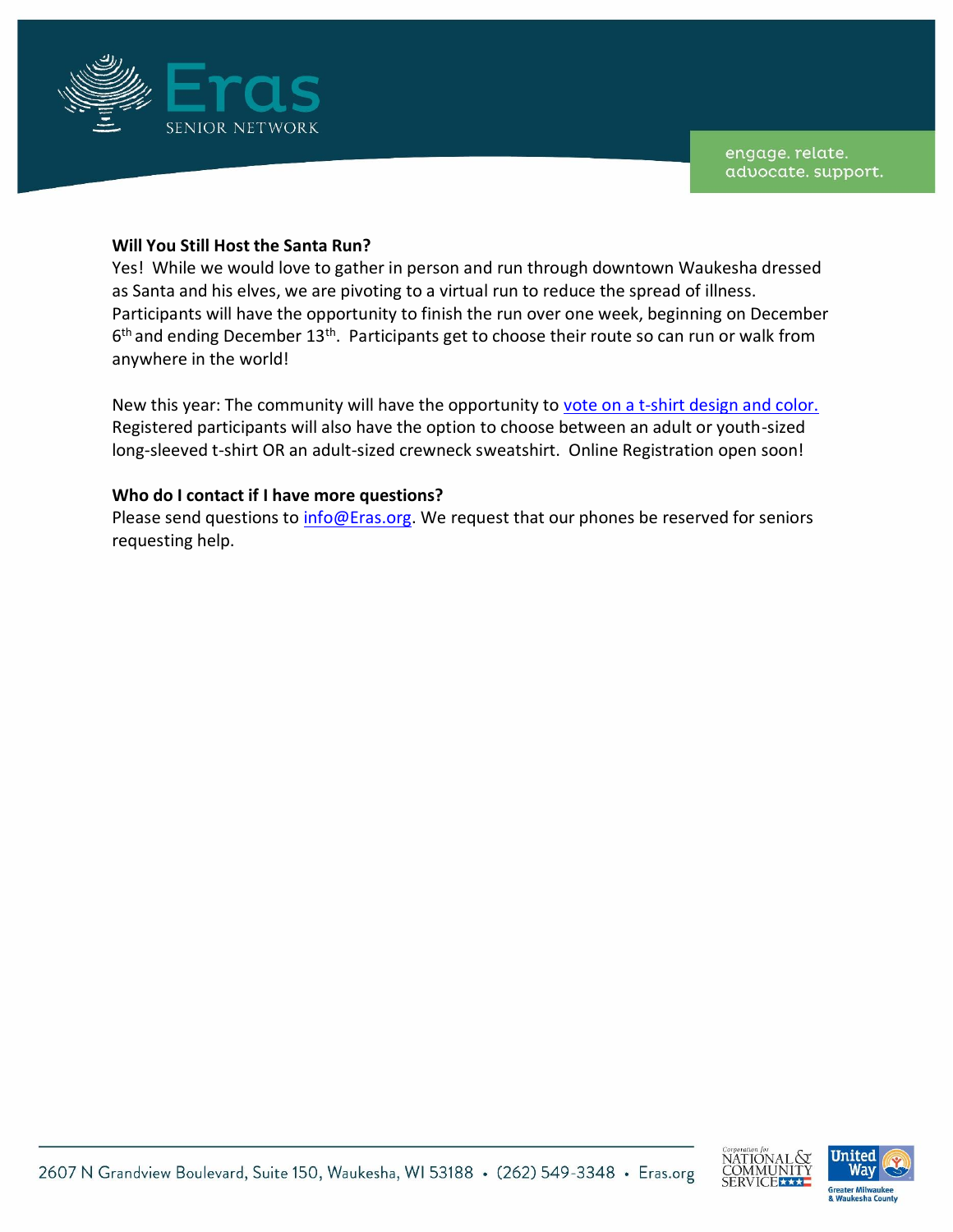**Will You Still Host the Santa Run?**

Yes! While we would love to gather in person and run through downtown Waukesha dressed as Santa and his elves, we are pivoting to a virtual run to reduce the spread of illness. Participants will have the opportunity to finish the run over one week, beginning on December 6th and ending December 13th. Participants get to choose their route so can run or walk from anywhere in the world!

New this year: The community will have the opportunity to vote on a t-shirt design and color. Registered participants will also have the option to choose between an adult or youth-sized long-sleeved t-shirt OR an adult-sized crewneck sweatshirt. Online Registration open soon!

**Who do I contact if I have more questions?**

Please send questions to info@Eras.org. We request that our phones be reserved for seniors requesting help.